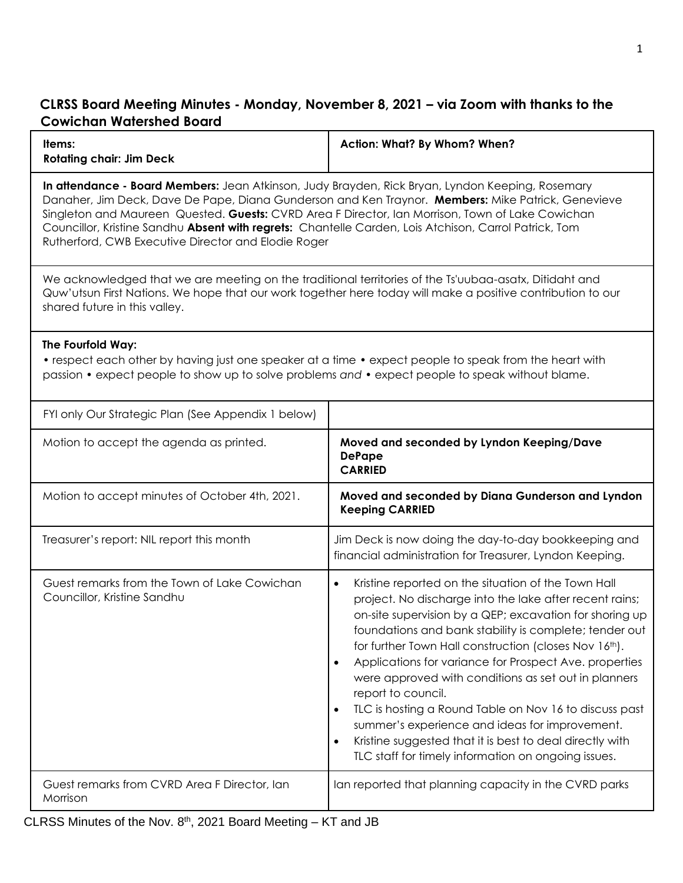## CLRSS Board Meeting Minutes - Monday, November 8, 2021 – via Zoom with thanks to the Cowichan Watershed Board

| **Items:**<br>**Rotating chair: Jim Deck** | **Action: What? By Whom? When?** |
|---|---|
| **In attendance - Board Members:** Jean Atkinson, Judy Brayden, Rick Bryan, Lyndon Keeping, Rosemary Danaher, Jim Deck, Dave De Pape, Diana Gunderson and Ken Traynor. **Members:** Mike Patrick, Genevieve Singleton and Maureen Quested. **Guests:** CVRD Area F Director, Ian Morrison, Town of Lake Cowichan Councillor, Kristine Sandhu **Absent with regrets:** Chantelle Carden, Lois Atchison, Carrol Patrick, Tom Rutherford, CWB Executive Director and Elodie Roger | |
| We acknowledged that we are meeting on the traditional territories of the Ts'uubaa-asatx, Ditidaht and Quw'utsun First Nations. We hope that our work together here today will make a positive contribution to our shared future in this valley. | |
| **The Fourfold Way:**<br>• respect each other by having just one speaker at a time • expect people to speak from the heart with passion • expect people to show up to solve problems *and* • expect people to speak without blame. | |
| FYI only Our Strategic Plan (See Appendix 1 below) | |
| Motion to accept the agenda as printed. | **Moved and seconded by Lyndon Keeping/Dave DePape**<br>**CARRIED** |
| Motion to accept minutes of October 4th, 2021. | **Moved and seconded by Diana Gunderson and Lyndon Keeping CARRIED** |
| Treasurer's report: NIL report this month | Jim Deck is now doing the day-to-day bookkeeping and financial administration for Treasurer, Lyndon Keeping. |
| Guest remarks from the Town of Lake Cowichan Councillor, Kristine Sandhu | • Kristine reported on the situation of the Town Hall project. No discharge into the lake after recent rains; on-site supervision by a QEP; excavation for shoring up foundations and bank stability is complete; tender out for further Town Hall construction (closes Nov 16th).<br>• Applications for variance for Prospect Ave. properties were approved with conditions as set out in planners report to council.<br>• TLC is hosting a Round Table on Nov 16 to discuss past summer's experience and ideas for improvement.<br>• Kristine suggested that it is best to deal directly with TLC staff for timely information on ongoing issues. |
| Guest remarks from CVRD Area F Director, Ian Morrison | Ian reported that planning capacity in the CVRD parks |

CLRSS Minutes of the Nov. 8th, 2021 Board Meeting – KT and JB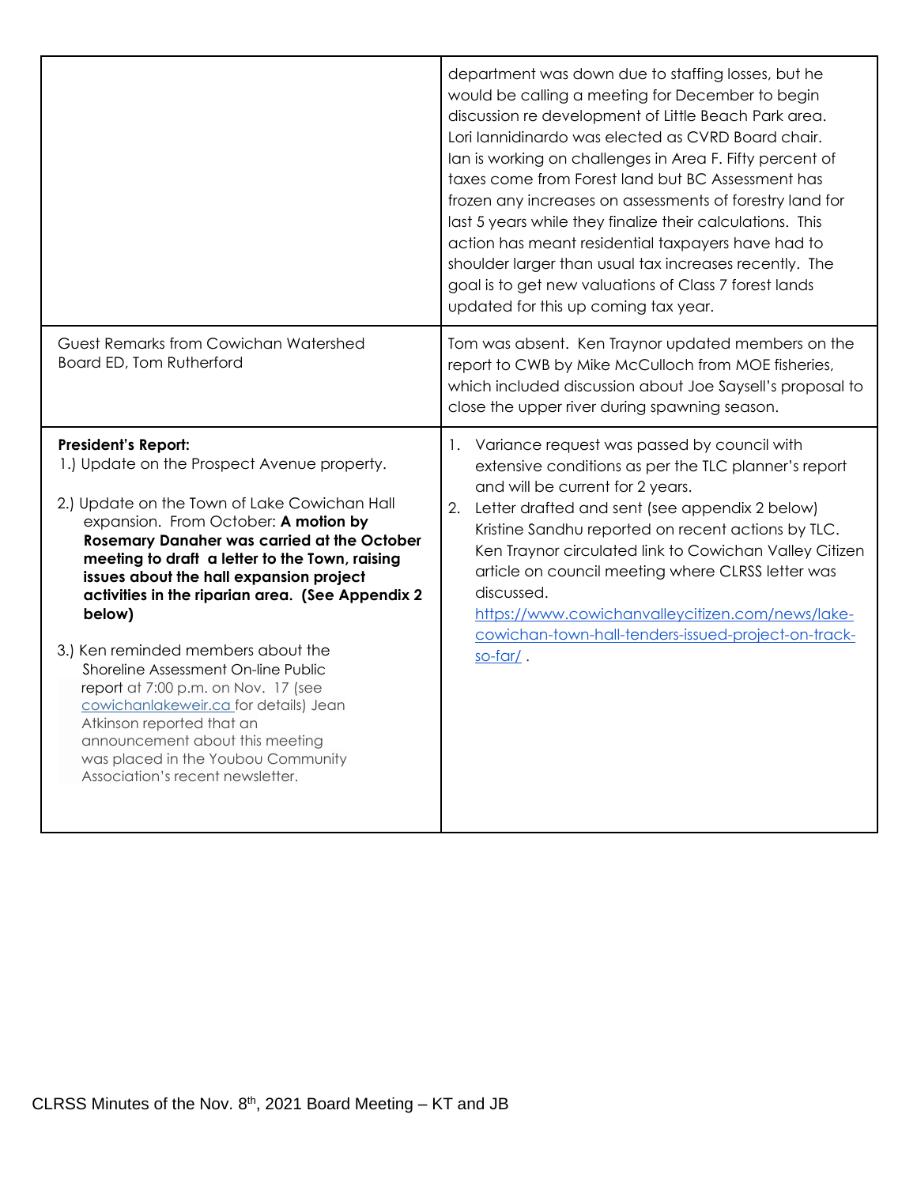| | |
|---|---|
| | department was down due to staffing losses, but he would be calling a meeting for December to begin discussion re development of Little Beach Park area. Lori Iannidinardo was elected as CVRD Board chair. Ian is working on challenges in Area F. Fifty percent of taxes come from Forest land but BC Assessment has frozen any increases on assessments of forestry land for last 5 years while they finalize their calculations. This action has meant residential taxpayers have had to shoulder larger than usual tax increases recently. The goal is to get new valuations of Class 7 forest lands updated for this up coming tax year. |
| Guest Remarks from Cowichan Watershed Board ED, Tom Rutherford | Tom was absent. Ken Traynor updated members on the report to CWB by Mike McCulloch from MOE fisheries, which included discussion about Joe Saysell's proposal to close the upper river during spawning season. |
| **President's Report:**<br>1.) Update on the Prospect Avenue property.<br><br>2.) Update on the Town of Lake Cowichan Hall expansion. From October: **A motion by Rosemary Danaher was carried at the October meeting to draft a letter to the Town, raising issues about the hall expansion project activities in the riparian area. (See Appendix 2 below)**<br><br>3.) Ken reminded members about the Shoreline Assessment On-line Public report at 7:00 p.m. on Nov. 17 (see cowichanlakeweir.ca for details) Jean Atkinson reported that an announcement about this meeting was placed in the Youbou Community Association's recent newsletter. | 1. Variance request was passed by council with extensive conditions as per the TLC planner's report and will be current for 2 years.<br>2. Letter drafted and sent (see appendix 2 below) Kristine Sandhu reported on recent actions by TLC. Ken Traynor circulated link to Cowichan Valley Citizen article on council meeting where CLRSS letter was discussed. https://www.cowichanvalleycitizen.com/news/lake-cowichan-town-hall-tenders-issued-project-on-track-so-far/ . |

CLRSS Minutes of the Nov. 8th, 2021 Board Meeting – KT and JB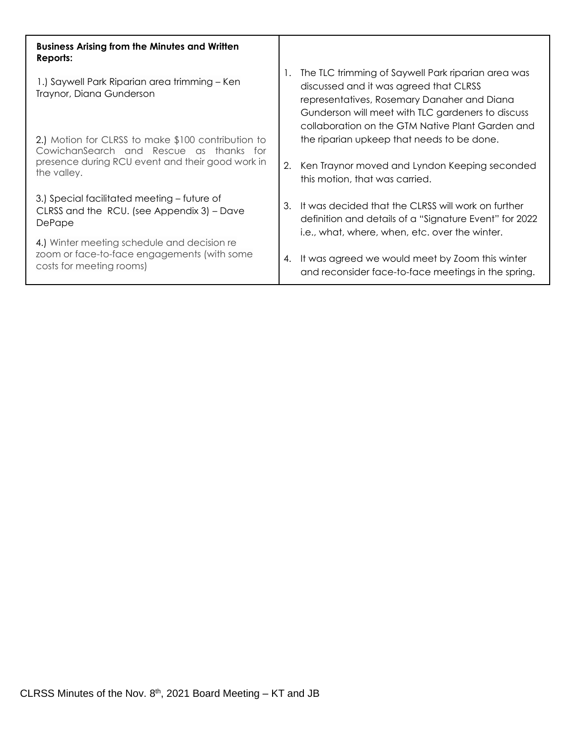| **Business Arising from the Minutes and Written Reports:** | |
|---|---|
| 1.) Saywell Park Riparian area trimming – Ken Traynor, Diana Gunderson | 1. The TLC trimming of Saywell Park riparian area was discussed and it was agreed that CLRSS representatives, Rosemary Danaher and Diana Gunderson will meet with TLC gardeners to discuss collaboration on the GTM Native Plant Garden and the riparian upkeep that needs to be done. |
| 2.) Motion for CLRSS to make $100 contribution to CowichanSearch and Rescue as thanks for presence during RCU event and their good work in the valley. | 2. Ken Traynor moved and Lyndon Keeping seconded this motion, that was carried. |
| 3.) Special facilitated meeting – future of CLRSS and the RCU. (see Appendix 3) – Dave DePape | 3. It was decided that the CLRSS will work on further definition and details of a "Signature Event" for 2022 i.e., what, where, when, etc. over the winter. |
| 4.) Winter meeting schedule and decision re zoom or face-to-face engagements (with some costs for meeting rooms) | 4. It was agreed we would meet by Zoom this winter and reconsider face-to-face meetings in the spring. |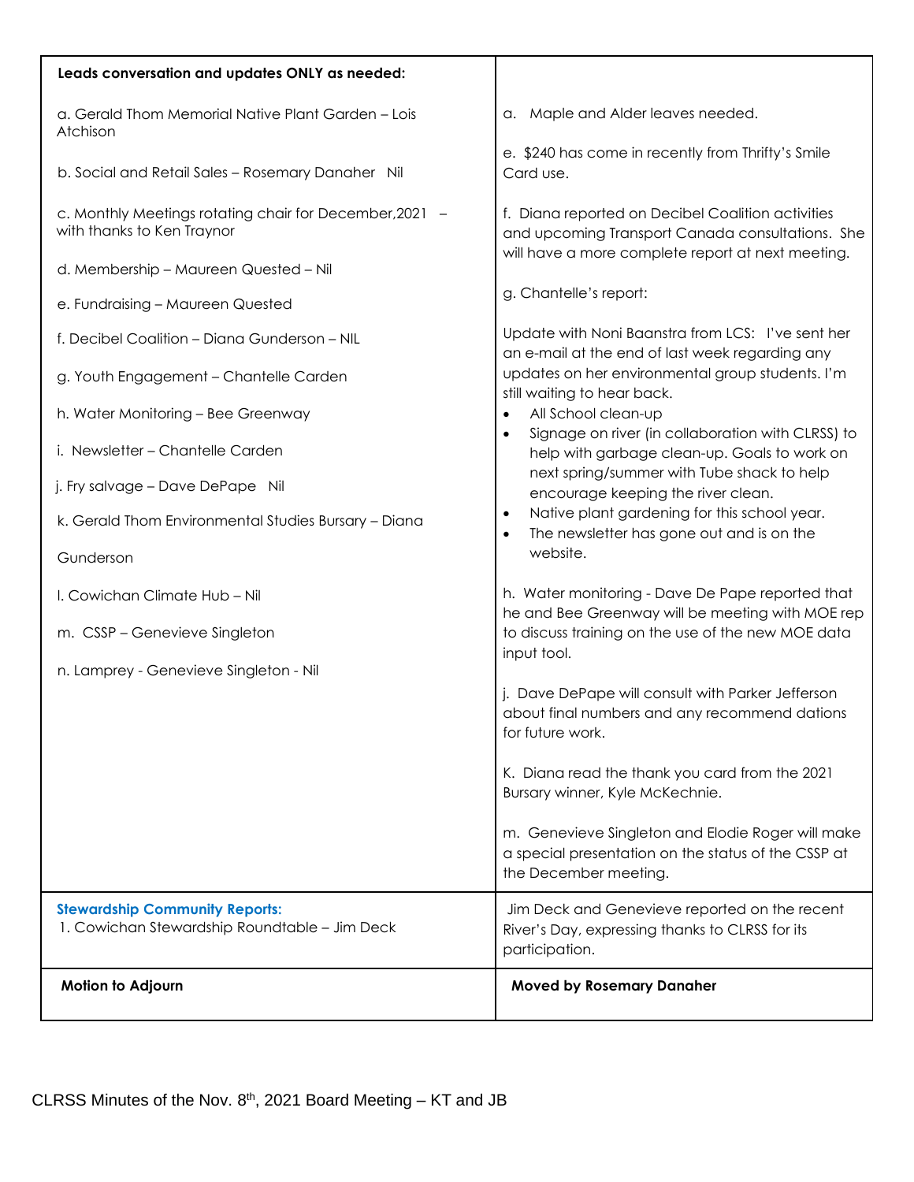| **Leads conversation and updates ONLY as needed:** | |
|---|---|
| a. Gerald Thom Memorial Native Plant Garden – Lois Atchison<br><br>b. Social and Retail Sales – Rosemary Danaher Nil<br><br>c. Monthly Meetings rotating chair for December,2021 – with thanks to Ken Traynor<br><br>d. Membership – Maureen Quested – Nil<br><br>e. Fundraising – Maureen Quested<br><br>f. Decibel Coalition – Diana Gunderson – NIL<br><br>g. Youth Engagement – Chantelle Carden<br><br>h. Water Monitoring – Bee Greenway<br><br>i. Newsletter – Chantelle Carden<br><br>j. Fry salvage – Dave DePape Nil<br><br>k. Gerald Thom Environmental Studies Bursary – Diana Gunderson<br><br>l. Cowichan Climate Hub – Nil<br><br>m. CSSP – Genevieve Singleton<br><br>n. Lamprey - Genevieve Singleton - Nil | a. Maple and Alder leaves needed.<br><br>e. $240 has come in recently from Thrifty's Smile Card use.<br><br>f. Diana reported on Decibel Coalition activities and upcoming Transport Canada consultations. She will have a more complete report at next meeting.<br><br>g. Chantelle's report:<br><br>Update with Noni Baanstra from LCS: I've sent her an e-mail at the end of last week regarding any updates on her environmental group students. I'm still waiting to hear back.<br>• All School clean-up<br>• Signage on river (in collaboration with CLRSS) to help with garbage clean-up. Goals to work on next spring/summer with Tube shack to help encourage keeping the river clean.<br>• Native plant gardening for this school year.<br>• The newsletter has gone out and is on the website.<br><br>h. Water monitoring - Dave De Pape reported that he and Bee Greenway will be meeting with MOE rep to discuss training on the use of the new MOE data input tool.<br><br>j. Dave DePape will consult with Parker Jefferson about final numbers and any recommend dations for future work.<br><br>K. Diana read the thank you card from the 2021 Bursary winner, Kyle McKechnie.<br><br>m. Genevieve Singleton and Elodie Roger will make a special presentation on the status of the CSSP at the December meeting. |
| **Stewardship Community Reports:**<br>1. Cowichan Stewardship Roundtable – Jim Deck | Jim Deck and Genevieve reported on the recent River's Day, expressing thanks to CLRSS for its participation. |
| **Motion to Adjourn** | **Moved by Rosemary Danaher** |

CLRSS Minutes of the Nov. 8th, 2021 Board Meeting – KT and JB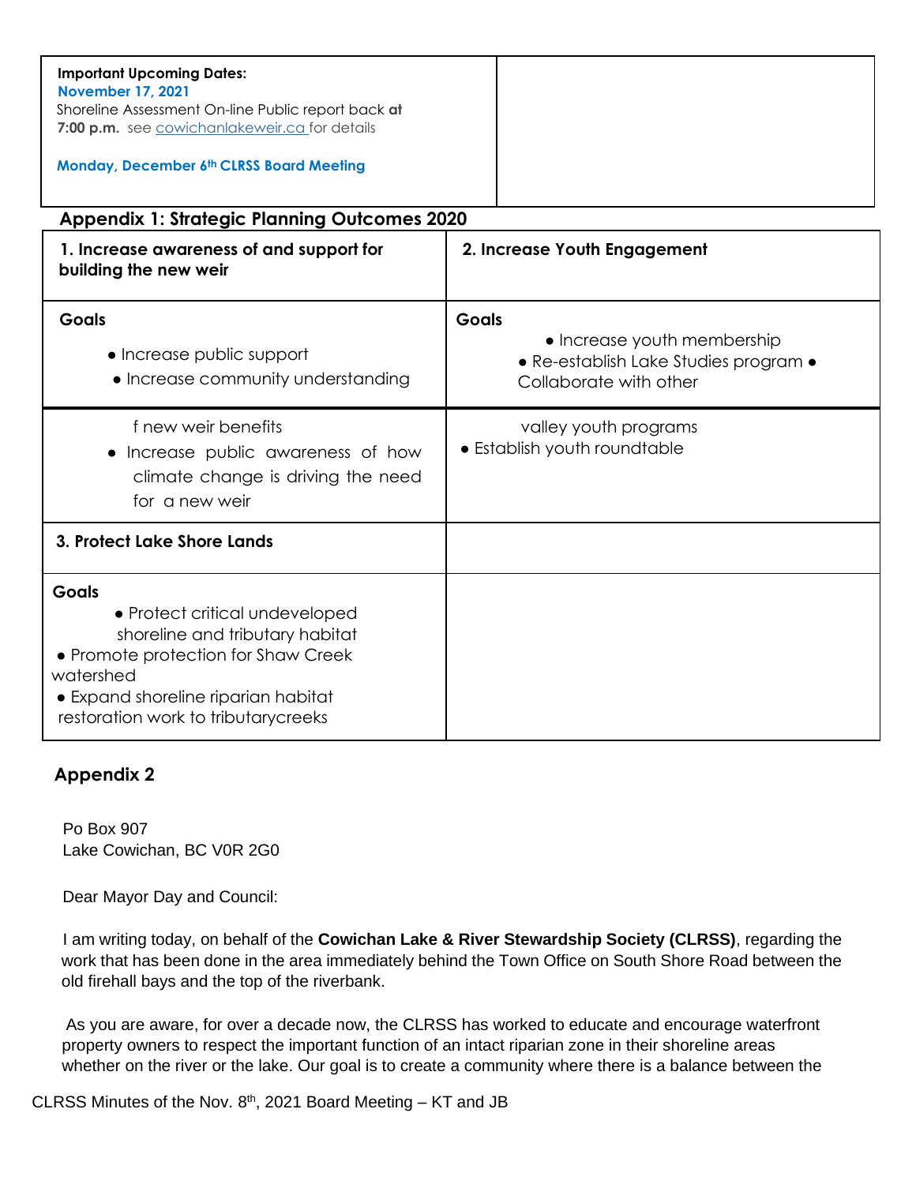| **Important Upcoming Dates:**<br>**November 17, 2021**<br>Shoreline Assessment On-line Public report back **at 7:00 p.m.** see [cowichanlakeweir.ca](cowichanlakeweir.ca) for details<br><br>**Monday, December 6th CLRSS Board Meeting** | |
|---|---|

## Appendix 1: Strategic Planning Outcomes 2020

| **1. Increase awareness of and support for building the new weir** | **2. Increase Youth Engagement** |
|---|---|
| **Goals**<br>● Increase public support<br>● Increase community understanding | **Goals**<br>● Increase youth membership<br>● Re-establish Lake Studies program ● Collaborate with other |
| f new weir benefits<br>● Increase public awareness of how climate change is driving the need for a new weir | valley youth programs<br>● Establish youth roundtable |
| **3. Protect Lake Shore Lands** | |
| **Goals**<br>● Protect critical undeveloped shoreline and tributary habitat<br>● Promote protection for Shaw Creek watershed<br>● Expand shoreline riparian habitat restoration work to tributarycreeks | |

## Appendix 2

Po Box 907
Lake Cowichan, BC V0R 2G0

Dear Mayor Day and Council:

I am writing today, on behalf of the **Cowichan Lake & River Stewardship Society (CLRSS)**, regarding the work that has been done in the area immediately behind the Town Office on South Shore Road between the old firehall bays and the top of the riverbank.

As you are aware, for over a decade now, the CLRSS has worked to educate and encourage waterfront property owners to respect the important function of an intact riparian zone in their shoreline areas whether on the river or the lake. Our goal is to create a community where there is a balance between the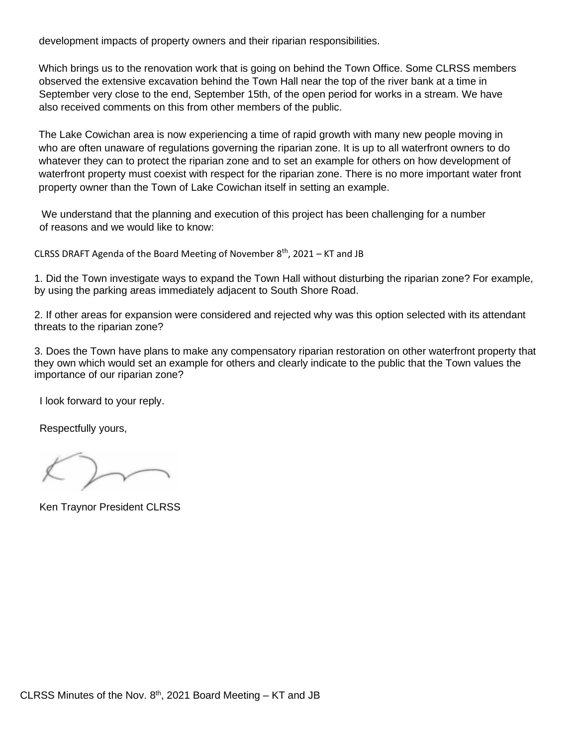development impacts of property owners and their riparian responsibilities.

Which brings us to the renovation work that is going on behind the Town Office. Some CLRSS members observed the extensive excavation behind the Town Hall near the top of the river bank at a time in September very close to the end, September 15th, of the open period for works in a stream. We have also received comments on this from other members of the public.

The Lake Cowichan area is now experiencing a time of rapid growth with many new people moving in who are often unaware of regulations governing the riparian zone. It is up to all waterfront owners to do whatever they can to protect the riparian zone and to set an example for others on how development of waterfront property must coexist with respect for the riparian zone. There is no more important water front property owner than the Town of Lake Cowichan itself in setting an example.

We understand that the planning and execution of this project has been challenging for a number of reasons and we would like to know:

1. Did the Town investigate ways to expand the Town Hall without disturbing the riparian zone? For example, by using the parking areas immediately adjacent to South Shore Road.

2. If other areas for expansion were considered and rejected why was this option selected with its attendant threats to the riparian zone?

3. Does the Town have plans to make any compensatory riparian restoration on other waterfront property that they own which would set an example for others and clearly indicate to the public that the Town values the importance of our riparian zone?

I look forward to your reply.

Respectfully yours,

Ken Traynor President CLRSS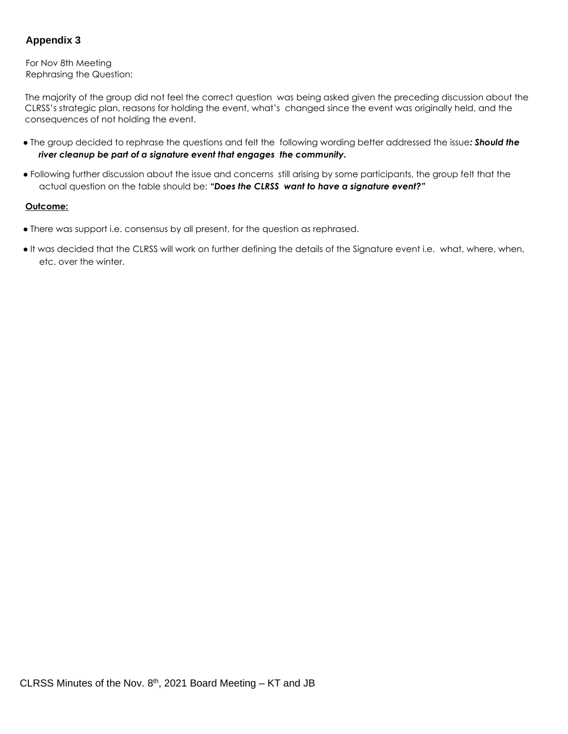## Appendix 3

For Nov 8th Meeting
Rephrasing the Question:

The majority of the group did not feel the correct question was being asked given the preceding discussion about the CLRSS's strategic plan, reasons for holding the event, what's changed since the event was originally held, and the consequences of not holding the event.

- The group decided to rephrase the questions and felt the following wording better addressed the issue***: Should the river cleanup be part of a signature event that engages the community.***
- Following further discussion about the issue and concerns still arising by some participants, the group felt that the actual question on the table should be: ***"Does the CLRSS want to have a signature event?"***

**Outcome:**

- There was support i.e. consensus by all present, for the question as rephrased.
- It was decided that the CLRSS will work on further defining the details of the Signature event i.e. what, where, when, etc. over the winter.